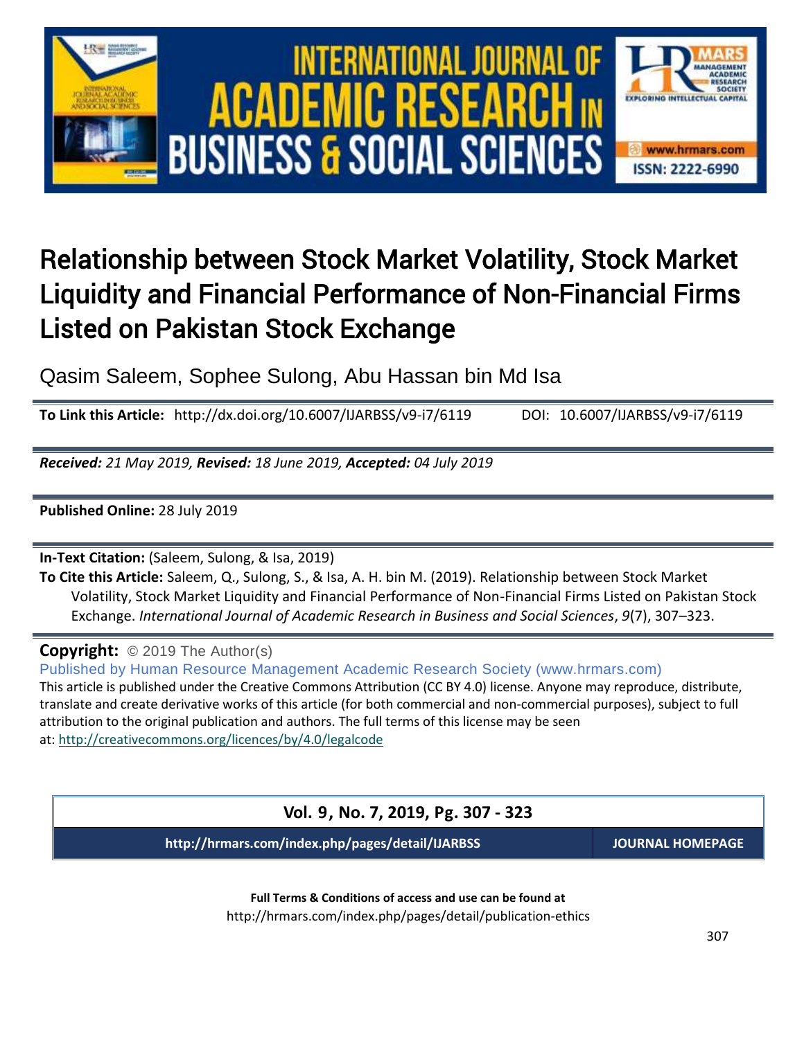# Relationship between Stock Market Volatility, Stock Market Liquidity and Financial Performance of Non-Financial Firms Listed on Pakistan Stock Exchange

Qasim Saleem, Sophee Sulong, Abu Hassan bin Md Isa

**To Link this Article:** http://dx.doi.org/10.6007/IJARBSS/v9-i7/6119 DOI: 10.6007/IJARBSS/v9-i7/6119

***Received:*** *21 May 2019,* ***Revised:*** *18 June 2019,* ***Accepted:*** *04 July 2019*

**Published Online:** 28 July 2019

**In-Text Citation:** (Saleem, Sulong, & Isa, 2019)

**To Cite this Article:** Saleem, Q., Sulong, S., & Isa, A. H. bin M. (2019). Relationship between Stock Market Volatility, Stock Market Liquidity and Financial Performance of Non-Financial Firms Listed on Pakistan Stock Exchange. *International Journal of Academic Research in Business and Social Sciences*, *9*(7), 307–323.

**Copyright:** © 2019 The Author(s)

Published by Human Resource Management Academic Research Society (www.hrmars.com)

This article is published under the Creative Commons Attribution (CC BY 4.0) license. Anyone may reproduce, distribute, translate and create derivative works of this article (for both commercial and non-commercial purposes), subject to full attribution to the original publication and authors. The full terms of this license may be seen at: http://creativecommons.org/licences/by/4.0/legalcode

**Vol. 9, No. 7, 2019, Pg. 307 - 323**

**http://hrmars.com/index.php/pages/detail/IJARBSS** | **JOURNAL HOMEPAGE**

**Full Terms & Conditions of access and use can be found at**

http://hrmars.com/index.php/pages/detail/publication-ethics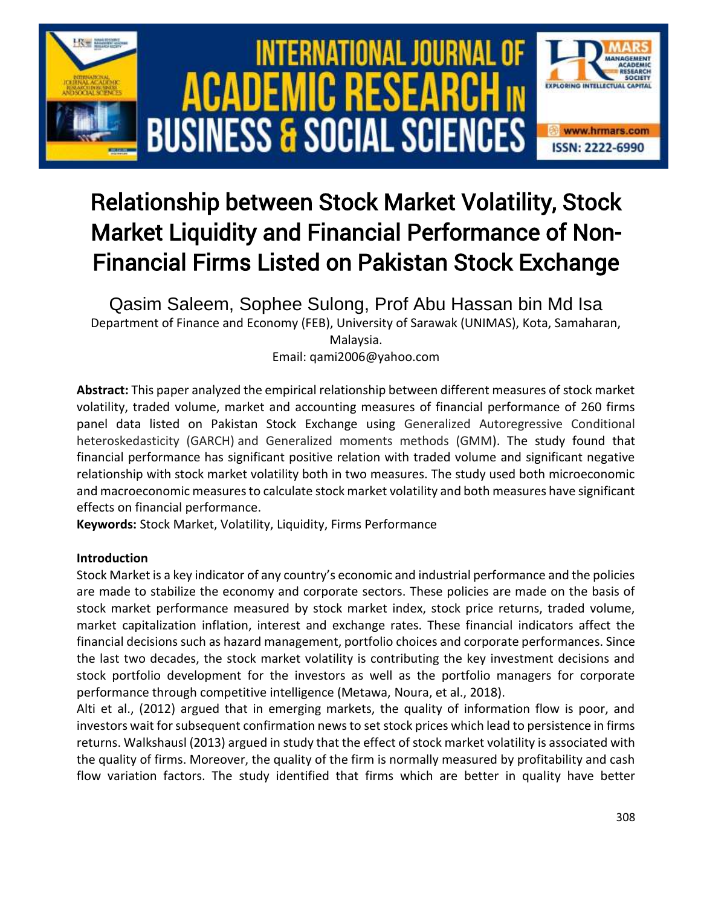# Relationship between Stock Market Volatility, Stock Market Liquidity and Financial Performance of Non-Financial Firms Listed on Pakistan Stock Exchange

Qasim Saleem, Sophee Sulong, Prof Abu Hassan bin Md Isa

Department of Finance and Economy (FEB), University of Sarawak (UNIMAS), Kota, Samaharan, Malaysia.

Email: qami2006@yahoo.com

**Abstract:** This paper analyzed the empirical relationship between different measures of stock market volatility, traded volume, market and accounting measures of financial performance of 260 firms panel data listed on Pakistan Stock Exchange using Generalized Autoregressive Conditional heteroskedasticity (GARCH) and Generalized moments methods (GMM). The study found that financial performance has significant positive relation with traded volume and significant negative relationship with stock market volatility both in two measures. The study used both microeconomic and macroeconomic measures to calculate stock market volatility and both measures have significant effects on financial performance.

**Keywords:** Stock Market, Volatility, Liquidity, Firms Performance

**Introduction**

Stock Market is a key indicator of any country's economic and industrial performance and the policies are made to stabilize the economy and corporate sectors. These policies are made on the basis of stock market performance measured by stock market index, stock price returns, traded volume, market capitalization inflation, interest and exchange rates. These financial indicators affect the financial decisions such as hazard management, portfolio choices and corporate performances. Since the last two decades, the stock market volatility is contributing the key investment decisions and stock portfolio development for the investors as well as the portfolio managers for corporate performance through competitive intelligence (Metawa, Noura, et al., 2018).

Alti et al., (2012) argued that in emerging markets, the quality of information flow is poor, and investors wait for subsequent confirmation news to set stock prices which lead to persistence in firms returns. Walkshausl (2013) argued in study that the effect of stock market volatility is associated with the quality of firms. Moreover, the quality of the firm is normally measured by profitability and cash flow variation factors. The study identified that firms which are better in quality have better